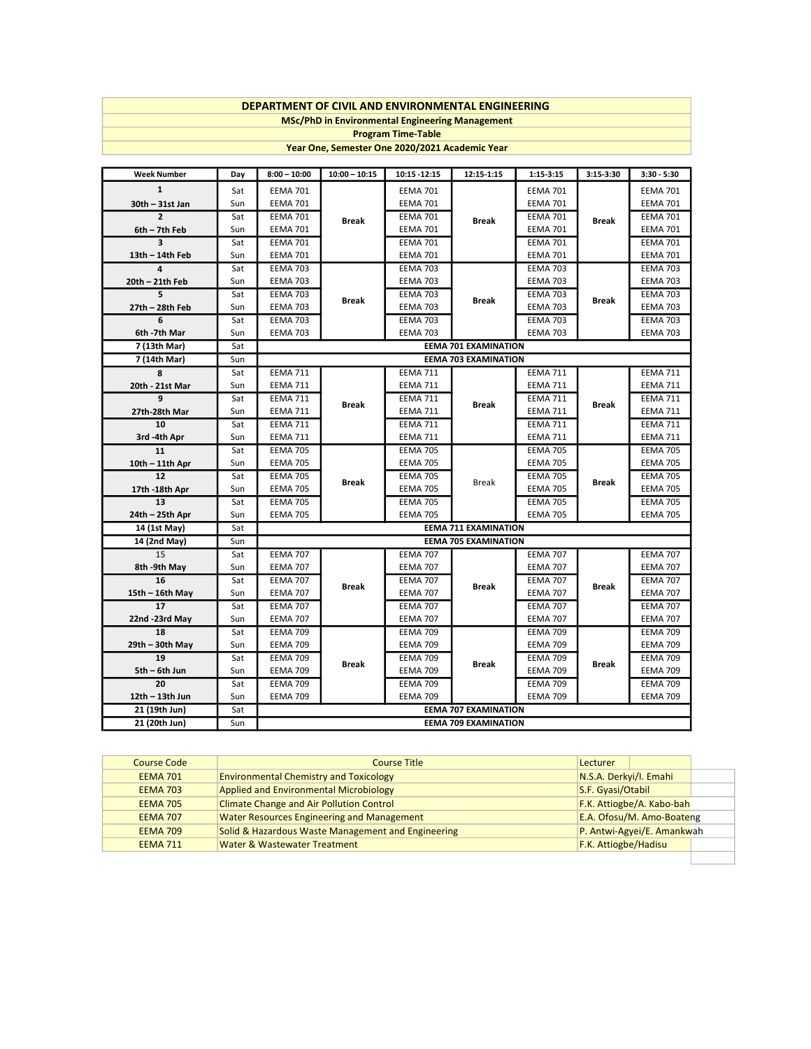## DEPARTMENT OF CIVIL AND ENVIRONMENTAL ENGINEERING

**MSc/PhD in Environmental Engineering Management**

**Program Time-Table**

**Year One, Semester One 2020/2021 Academic Year**

| Week Number | Day | 8:00 – 10:00 | 10:00 – 10:15 | 10:15 -12:15 | 12:15-1:15 | 1:15-3:15 | 3:15-3:30 | 3:30 - 5:30 |
|---|---|---|---|---|---|---|---|---|
| **1** | Sat | EEMA 701 | | EEMA 701 | | EEMA 701 | | EEMA 701 |
| **30th – 31st Jan** | Sun | EEMA 701 | | EEMA 701 | | EEMA 701 | | EEMA 701 |
| **2** | Sat | EEMA 701 | **Break** | EEMA 701 | **Break** | EEMA 701 | **Break** | EEMA 701 |
| **6th – 7th Feb** | Sun | EEMA 701 | | EEMA 701 | | EEMA 701 | | EEMA 701 |
| **3** | Sat | EEMA 701 | | EEMA 701 | | EEMA 701 | | EEMA 701 |
| **13th – 14th Feb** | Sun | EEMA 701 | | EEMA 701 | | EEMA 701 | | EEMA 701 |
| **4** | Sat | EEMA 703 | | EEMA 703 | | EEMA 703 | | EEMA 703 |
| **20th – 21th Feb** | Sun | EEMA 703 | | EEMA 703 | | EEMA 703 | | EEMA 703 |
| **5** | Sat | EEMA 703 | **Break** | EEMA 703 | **Break** | EEMA 703 | **Break** | EEMA 703 |
| **27th – 28th Feb** | Sun | EEMA 703 | | EEMA 703 | | EEMA 703 | | EEMA 703 |
| **6** | Sat | EEMA 703 | | EEMA 703 | | EEMA 703 | | EEMA 703 |
| **6th -7th Mar** | Sun | EEMA 703 | | EEMA 703 | | EEMA 703 | | EEMA 703 |
| **7 (13th Mar)** | Sat | **EEMA 701 EXAMINATION** | | | | | | |
| **7 (14th Mar)** | Sun | **EEMA 703 EXAMINATION** | | | | | | |
| **8** | Sat | EEMA 711 | | EEMA 711 | | EEMA 711 | | EEMA 711 |
| **20th - 21st Mar** | Sun | EEMA 711 | | EEMA 711 | | EEMA 711 | | EEMA 711 |
| **9** | Sat | EEMA 711 | **Break** | EEMA 711 | **Break** | EEMA 711 | **Break** | EEMA 711 |
| **27th-28th Mar** | Sun | EEMA 711 | | EEMA 711 | | EEMA 711 | | EEMA 711 |
| **10** | Sat | EEMA 711 | | EEMA 711 | | EEMA 711 | | EEMA 711 |
| **3rd -4th Apr** | Sun | EEMA 711 | | EEMA 711 | | EEMA 711 | | EEMA 711 |
| **11** | Sat | EEMA 705 | | EEMA 705 | | EEMA 705 | | EEMA 705 |
| **10th – 11th Apr** | Sun | EEMA 705 | | EEMA 705 | | EEMA 705 | | EEMA 705 |
| **12** | Sat | EEMA 705 | **Break** | EEMA 705 | Break | EEMA 705 | **Break** | EEMA 705 |
| **17th -18th Apr** | Sun | EEMA 705 | | EEMA 705 | | EEMA 705 | | EEMA 705 |
| **13** | Sat | EEMA 705 | | EEMA 705 | | EEMA 705 | | EEMA 705 |
| **24th – 25th Apr** | Sun | EEMA 705 | | EEMA 705 | | EEMA 705 | | EEMA 705 |
| **14 (1st May)** | Sat | **EEMA 711 EXAMINATION** | | | | | | |
| **14 (2nd May)** | Sun | **EEMA 705 EXAMINATION** | | | | | | |
| 15 | Sat | EEMA 707 | | EEMA 707 | | EEMA 707 | | EEMA 707 |
| **8th -9th May** | Sun | EEMA 707 | | EEMA 707 | | EEMA 707 | | EEMA 707 |
| **16** | Sat | EEMA 707 | **Break** | EEMA 707 | **Break** | EEMA 707 | **Break** | EEMA 707 |
| **15th – 16th May** | Sun | EEMA 707 | | EEMA 707 | | EEMA 707 | | EEMA 707 |
| **17** | Sat | EEMA 707 | | EEMA 707 | | EEMA 707 | | EEMA 707 |
| **22nd -23rd May** | Sun | EEMA 707 | | EEMA 707 | | EEMA 707 | | EEMA 707 |
| **18** | Sat | EEMA 709 | | EEMA 709 | | EEMA 709 | | EEMA 709 |
| **29th – 30th May** | Sun | EEMA 709 | | EEMA 709 | | EEMA 709 | | EEMA 709 |
| **19** | Sat | EEMA 709 | **Break** | EEMA 709 | **Break** | EEMA 709 | **Break** | EEMA 709 |
| **5th – 6th Jun** | Sun | EEMA 709 | | EEMA 709 | | EEMA 709 | | EEMA 709 |
| **20** | Sat | EEMA 709 | | EEMA 709 | | EEMA 709 | | EEMA 709 |
| **12th – 13th Jun** | Sun | EEMA 709 | | EEMA 709 | | EEMA 709 | | EEMA 709 |
| **21 (19th Jun)** | Sat | **EEMA 707 EXAMINATION** | | | | | | |
| **21 (20th Jun)** | Sun | **EEMA 709 EXAMINATION** | | | | | | |

| Course Code | Course Title | Lecturer |
|---|---|---|
| EEMA 701 | Environmental Chemistry and Toxicology | N.S.A. Derkyi/I. Emahi |
| EEMA 703 | Applied and Environmental Microbiology | S.F. Gyasi/Otabil |
| EEMA 705 | Climate Change and Air Pollution Control | F.K. Attiogbe/A. Kabo-bah |
| EEMA 707 | Water Resources Engineering and Management | E.A. Ofosu/M. Amo-Boateng |
| EEMA 709 | Solid & Hazardous Waste Management and Engineering | P. Antwi-Agyei/E. Amankwah |
| EEMA 711 | Water & Wastewater Treatment | F.K. Attiogbe/Hadisu |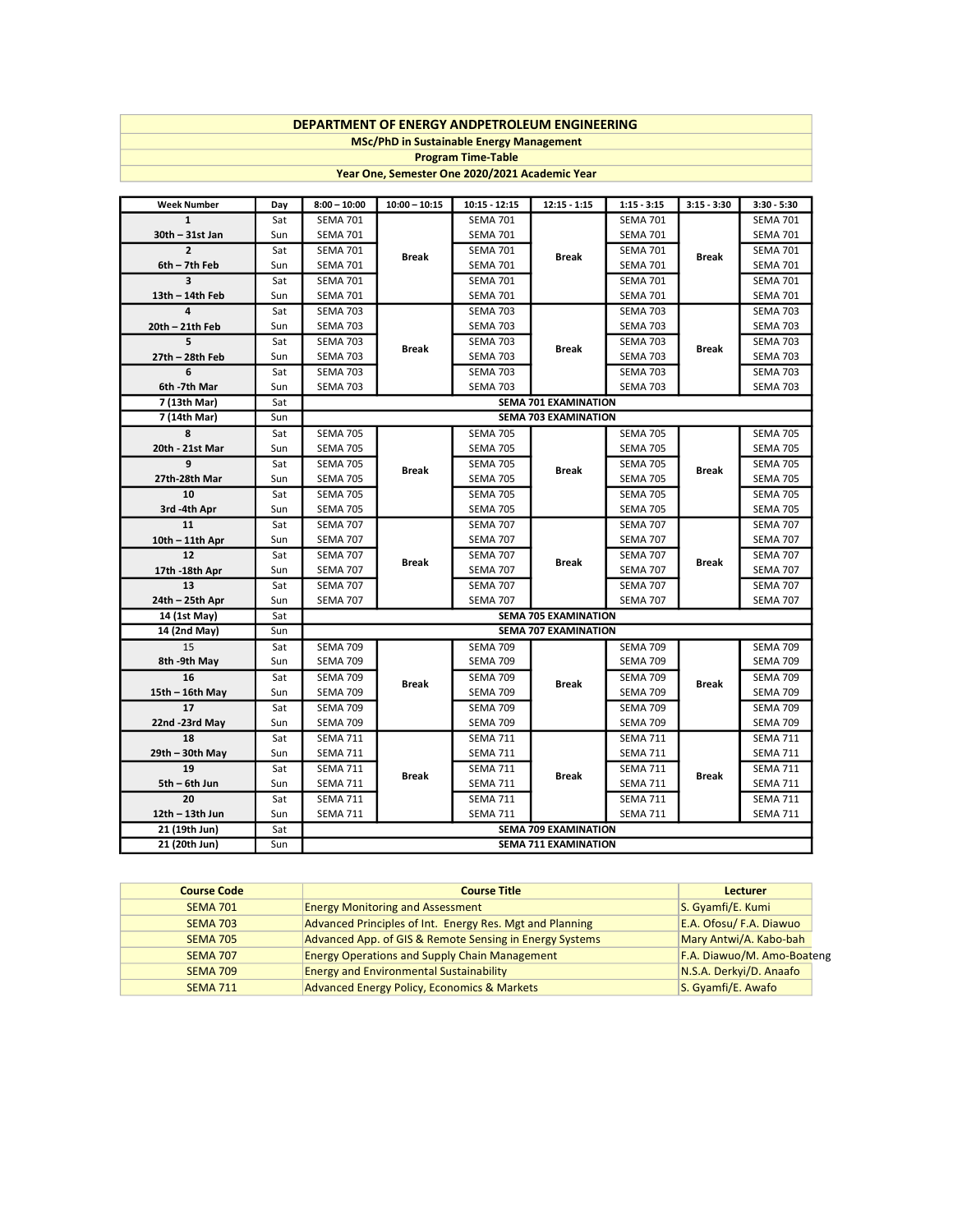## DEPARTMENT OF ENERGY ANDPETROLEUM ENGINEERING

**MSc/PhD in Sustainable Energy Management**

**Program Time-Table**

**Year One, Semester One 2020/2021 Academic Year**

| Week Number | Day | 8:00 – 10:00 | 10:00 – 10:15 | 10:15 - 12:15 | 12:15 - 1:15 | 1:15 - 3:15 | 3:15 - 3:30 | 3:30 - 5:30 |
|---|---|---|---|---|---|---|---|---|
| 1 | Sat | SEMA 701 | | SEMA 701 | | SEMA 701 | | SEMA 701 |
| 30th – 31st Jan | Sun | SEMA 701 | | SEMA 701 | | SEMA 701 | | SEMA 701 |
| 2 | Sat | SEMA 701 | Break | SEMA 701 | Break | SEMA 701 | Break | SEMA 701 |
| 6th – 7th Feb | Sun | SEMA 701 | | SEMA 701 | | SEMA 701 | | SEMA 701 |
| 3 | Sat | SEMA 701 | | SEMA 701 | | SEMA 701 | | SEMA 701 |
| 13th – 14th Feb | Sun | SEMA 701 | | SEMA 701 | | SEMA 701 | | SEMA 701 |
| 4 | Sat | SEMA 703 | | SEMA 703 | | SEMA 703 | | SEMA 703 |
| 20th – 21th Feb | Sun | SEMA 703 | | SEMA 703 | | SEMA 703 | | SEMA 703 |
| 5 | Sat | SEMA 703 | Break | SEMA 703 | Break | SEMA 703 | Break | SEMA 703 |
| 27th – 28th Feb | Sun | SEMA 703 | | SEMA 703 | | SEMA 703 | | SEMA 703 |
| 6 | Sat | SEMA 703 | | SEMA 703 | | SEMA 703 | | SEMA 703 |
| 6th -7th Mar | Sun | SEMA 703 | | SEMA 703 | | SEMA 703 | | SEMA 703 |
| 7 (13th Mar) | Sat | SEMA 701 EXAMINATION | | | | | | |
| 7 (14th Mar) | Sun | SEMA 703 EXAMINATION | | | | | | |
| 8 | Sat | SEMA 705 | | SEMA 705 | | SEMA 705 | | SEMA 705 |
| 20th - 21st Mar | Sun | SEMA 705 | | SEMA 705 | | SEMA 705 | | SEMA 705 |
| 9 | Sat | SEMA 705 | Break | SEMA 705 | Break | SEMA 705 | Break | SEMA 705 |
| 27th-28th Mar | Sun | SEMA 705 | | SEMA 705 | | SEMA 705 | | SEMA 705 |
| 10 | Sat | SEMA 705 | | SEMA 705 | | SEMA 705 | | SEMA 705 |
| 3rd -4th Apr | Sun | SEMA 705 | | SEMA 705 | | SEMA 705 | | SEMA 705 |
| 11 | Sat | SEMA 707 | | SEMA 707 | | SEMA 707 | | SEMA 707 |
| 10th – 11th Apr | Sun | SEMA 707 | | SEMA 707 | | SEMA 707 | | SEMA 707 |
| 12 | Sat | SEMA 707 | Break | SEMA 707 | Break | SEMA 707 | Break | SEMA 707 |
| 17th -18th Apr | Sun | SEMA 707 | | SEMA 707 | | SEMA 707 | | SEMA 707 |
| 13 | Sat | SEMA 707 | | SEMA 707 | | SEMA 707 | | SEMA 707 |
| 24th – 25th Apr | Sun | SEMA 707 | | SEMA 707 | | SEMA 707 | | SEMA 707 |
| 14 (1st May) | Sat | SEMA 705 EXAMINATION | | | | | | |
| 14 (2nd May) | Sun | SEMA 707 EXAMINATION | | | | | | |
| 15 | Sat | SEMA 709 | | SEMA 709 | | SEMA 709 | | SEMA 709 |
| 8th -9th May | Sun | SEMA 709 | | SEMA 709 | | SEMA 709 | | SEMA 709 |
| 16 | Sat | SEMA 709 | Break | SEMA 709 | Break | SEMA 709 | Break | SEMA 709 |
| 15th – 16th May | Sun | SEMA 709 | | SEMA 709 | | SEMA 709 | | SEMA 709 |
| 17 | Sat | SEMA 709 | | SEMA 709 | | SEMA 709 | | SEMA 709 |
| 22nd -23rd May | Sun | SEMA 709 | | SEMA 709 | | SEMA 709 | | SEMA 709 |
| 18 | Sat | SEMA 711 | | SEMA 711 | | SEMA 711 | | SEMA 711 |
| 29th – 30th May | Sun | SEMA 711 | | SEMA 711 | | SEMA 711 | | SEMA 711 |
| 19 | Sat | SEMA 711 | Break | SEMA 711 | Break | SEMA 711 | Break | SEMA 711 |
| 5th – 6th Jun | Sun | SEMA 711 | | SEMA 711 | | SEMA 711 | | SEMA 711 |
| 20 | Sat | SEMA 711 | | SEMA 711 | | SEMA 711 | | SEMA 711 |
| 12th – 13th Jun | Sun | SEMA 711 | | SEMA 711 | | SEMA 711 | | SEMA 711 |
| 21 (19th Jun) | Sat | SEMA 709 EXAMINATION | | | | | | |
| 21 (20th Jun) | Sun | SEMA 711 EXAMINATION | | | | | | |

| Course Code | Course Title | Lecturer |
|---|---|---|
| SEMA 701 | Energy Monitoring and Assessment | S. Gyamfi/E. Kumi |
| SEMA 703 | Advanced Principles of Int. Energy Res. Mgt and Planning | E.A. Ofosu/ F.A. Diawuo |
| SEMA 705 | Advanced App. of GIS & Remote Sensing in Energy Systems | Mary Antwi/A. Kabo-bah |
| SEMA 707 | Energy Operations and Supply Chain Management | F.A. Diawuo/M. Amo-Boateng |
| SEMA 709 | Energy and Environmental Sustainability | N.S.A. Derkyi/D. Anaafo |
| SEMA 711 | Advanced Energy Policy, Economics & Markets | S. Gyamfi/E. Awafo |